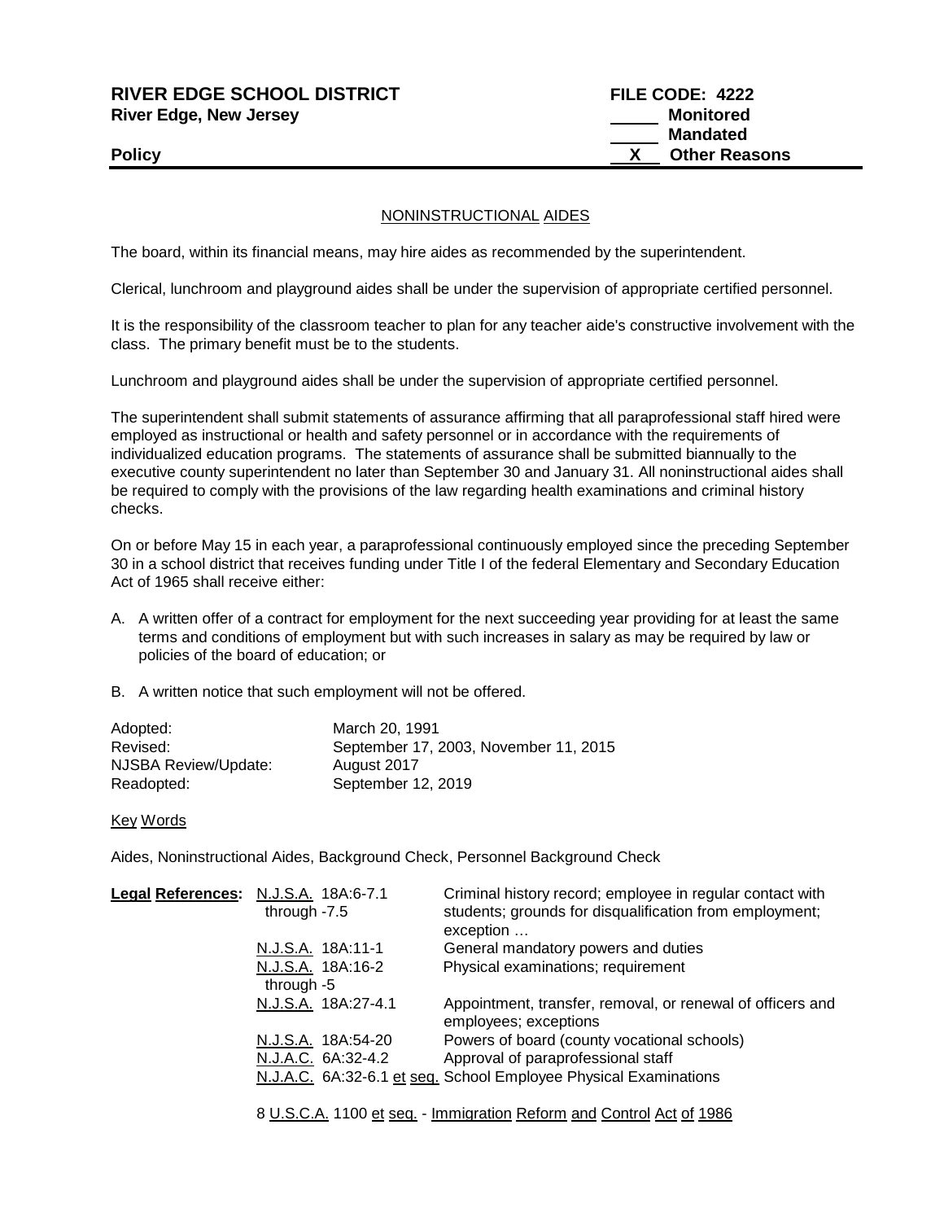**RIVER EDGE SCHOOL DISTRICT**
**River Edge, New Jersey**

**Policy**

**FILE CODE: 4222**
_____ **Monitored**
_____ **Mandated**
__X__ **Other Reasons**

## NONINSTRUCTIONAL AIDES

The board, within its financial means, may hire aides as recommended by the superintendent.

Clerical, lunchroom and playground aides shall be under the supervision of appropriate certified personnel.

It is the responsibility of the classroom teacher to plan for any teacher aide's constructive involvement with the class. The primary benefit must be to the students.

Lunchroom and playground aides shall be under the supervision of appropriate certified personnel.

The superintendent shall submit statements of assurance affirming that all paraprofessional staff hired were employed as instructional or health and safety personnel or in accordance with the requirements of individualized education programs. The statements of assurance shall be submitted biannually to the executive county superintendent no later than September 30 and January 31. All noninstructional aides shall be required to comply with the provisions of the law regarding health examinations and criminal history checks.

On or before May 15 in each year, a paraprofessional continuously employed since the preceding September 30 in a school district that receives funding under Title I of the federal Elementary and Secondary Education Act of 1965 shall receive either:

A. A written offer of a contract for employment for the next succeeding year providing for at least the same terms and conditions of employment but with such increases in salary as may be required by law or policies of the board of education; or

B. A written notice that such employment will not be offered.

| | |
|---|---|
| Adopted: | March 20, 1991 |
| Revised: | September 17, 2003, November 11, 2015 |
| NJSBA Review/Update: | August 2017 |
| Readopted: | September 12, 2019 |

Key Words

Aides, Noninstructional Aides, Background Check, Personnel Background Check

| **Legal References:** | | |
|---|---|---|
| | N.J.S.A. 18A:6-7.1 through -7.5 | Criminal history record; employee in regular contact with students; grounds for disqualification from employment; exception … |
| | N.J.S.A. 18A:11-1 | General mandatory powers and duties |
| | N.J.S.A. 18A:16-2 through -5 | Physical examinations; requirement |
| | N.J.S.A. 18A:27-4.1 | Appointment, transfer, removal, or renewal of officers and employees; exceptions |
| | N.J.S.A. 18A:54-20 | Powers of board (county vocational schools) |
| | N.J.A.C. 6A:32-4.2 | Approval of paraprofessional staff |
| | N.J.A.C. 6A:32-6.1 et seq. | School Employee Physical Examinations |

8 U.S.C.A. 1100 et seq. - Immigration Reform and Control Act of 1986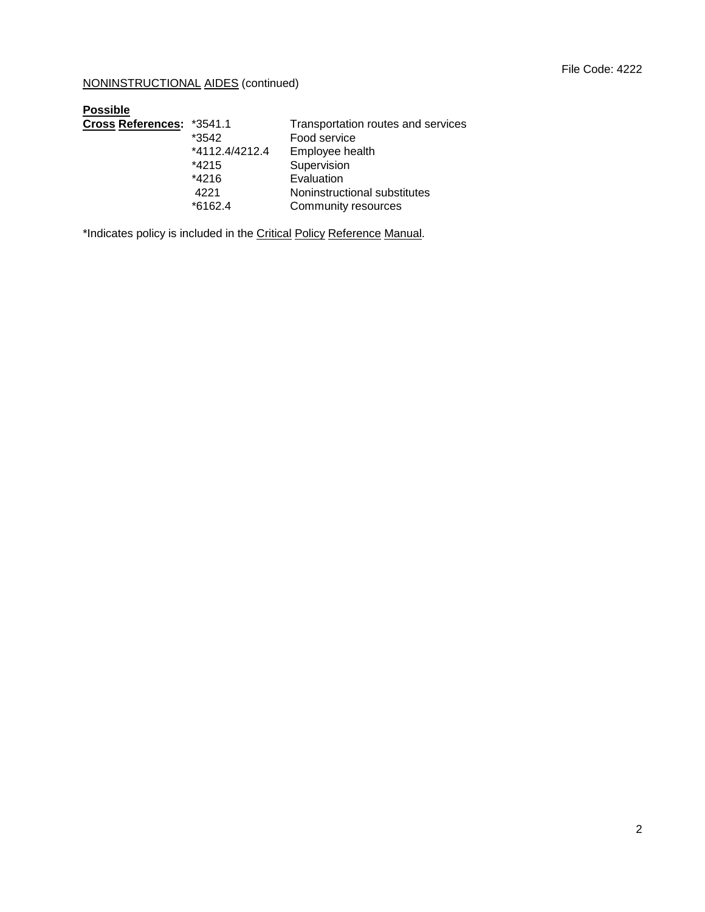NONINSTRUCTIONAL AIDES (continued)

**Possible Cross References:**

| | | |
|---|---|---|
| **Possible Cross References:** | *3541.1 | Transportation routes and services |
| | *3542 | Food service |
| | *4112.4/4212.4 | Employee health |
| | *4215 | Supervision |
| | *4216 | Evaluation |
| | 4221 | Noninstructional substitutes |
| | *6162.4 | Community resources |

*Indicates policy is included in the Critical Policy Reference Manual.